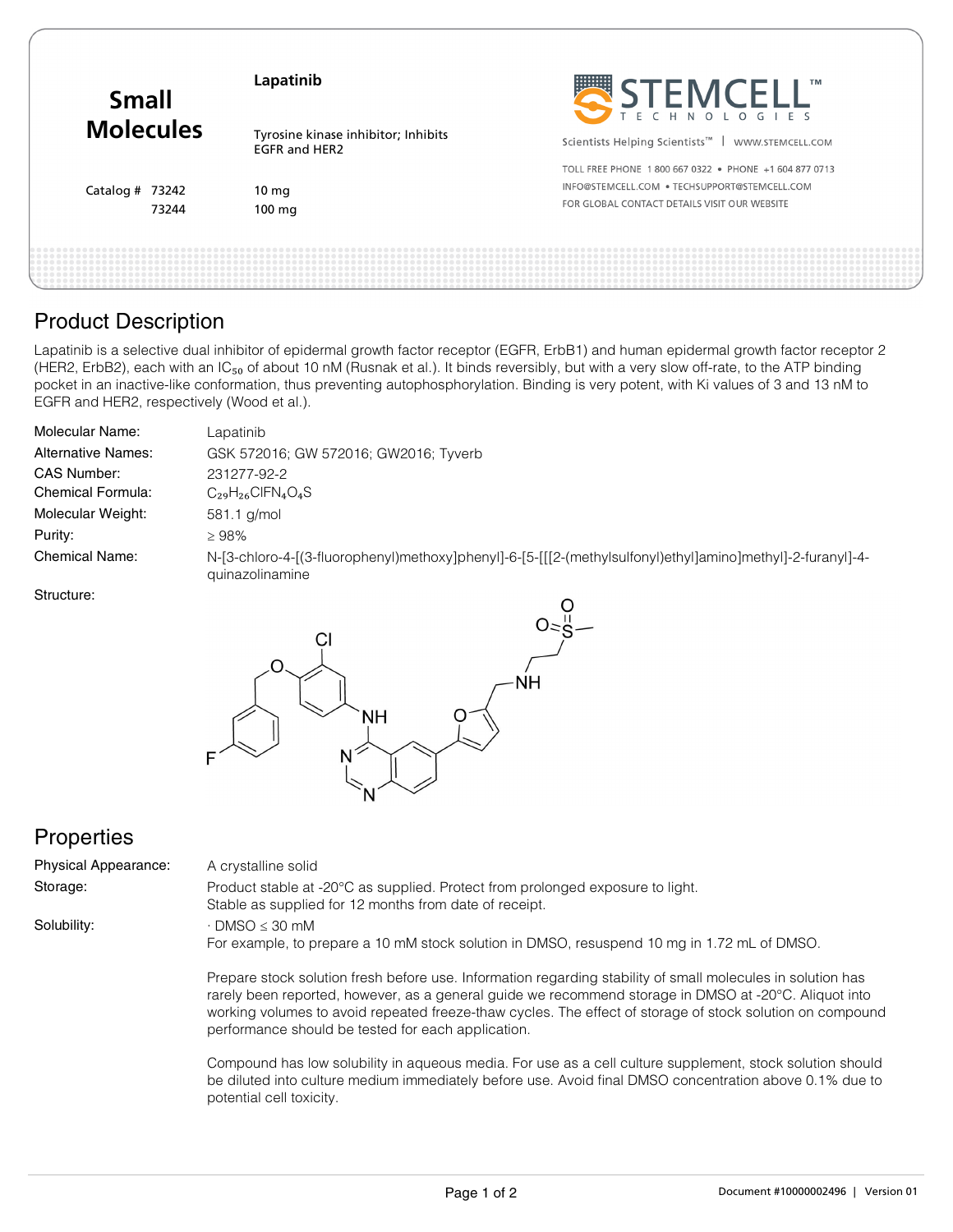# Small Molecules

**Lapatinib**

Tyrosine kinase inhibitor; Inhibits EGFR and HER2

| Catalog # | |
|---|---|
| 73242 | 10 mg |
| 73244 | 100 mg |

STEMCELL™ TECHNOLOGIES

Scientists Helping Scientists™ | WWW.STEMCELL.COM

TOLL FREE PHONE 1 800 667 0322 • PHONE +1 604 877 0713

INFO@STEMCELL.COM • TECHSUPPORT@STEMCELL.COM

FOR GLOBAL CONTACT DETAILS VISIT OUR WEBSITE

## Product Description

Lapatinib is a selective dual inhibitor of epidermal growth factor receptor (EGFR, ErbB1) and human epidermal growth factor receptor 2 (HER2, ErbB2), each with an $IC_{50}$ of about 10 nM (Rusnak et al.). It binds reversibly, but with a very slow off-rate, to the ATP binding pocket in an inactive-like conformation, thus preventing autophosphorylation. Binding is very potent, with Ki values of 3 and 13 nM to EGFR and HER2, respectively (Wood et al.).

| | |
|---|---|
| Molecular Name: | Lapatinib |
| Alternative Names: | GSK 572016; GW 572016; GW2016; Tyverb |
| CAS Number: | 231277-92-2 |
| Chemical Formula: | $C_{29}H_{26}ClFN_4O_4S$ |
| Molecular Weight: | 581.1 g/mol |
| Purity: | ≥ 98% |
| Chemical Name: | N-[3-chloro-4-[(3-fluorophenyl)methoxy]phenyl]-6-[5-[[[2-(methylsulfonyl)ethyl]amino]methyl]-2-furanyl]-4-quinazolinamine |

Structure:

## Properties

| | |
|---|---|
| Physical Appearance: | A crystalline solid |
| Storage: | Product stable at -20°C as supplied. Protect from prolonged exposure to light. Stable as supplied for 12 months from date of receipt. |
| Solubility: | · DMSO ≤ 30 mM<br>For example, to prepare a 10 mM stock solution in DMSO, resuspend 10 mg in 1.72 mL of DMSO. |

Prepare stock solution fresh before use. Information regarding stability of small molecules in solution has rarely been reported, however, as a general guide we recommend storage in DMSO at -20°C. Aliquot into working volumes to avoid repeated freeze-thaw cycles. The effect of storage of stock solution on compound performance should be tested for each application.

Compound has low solubility in aqueous media. For use as a cell culture supplement, stock solution should be diluted into culture medium immediately before use. Avoid final DMSO concentration above 0.1% due to potential cell toxicity.

Document #10000002496 | Version 01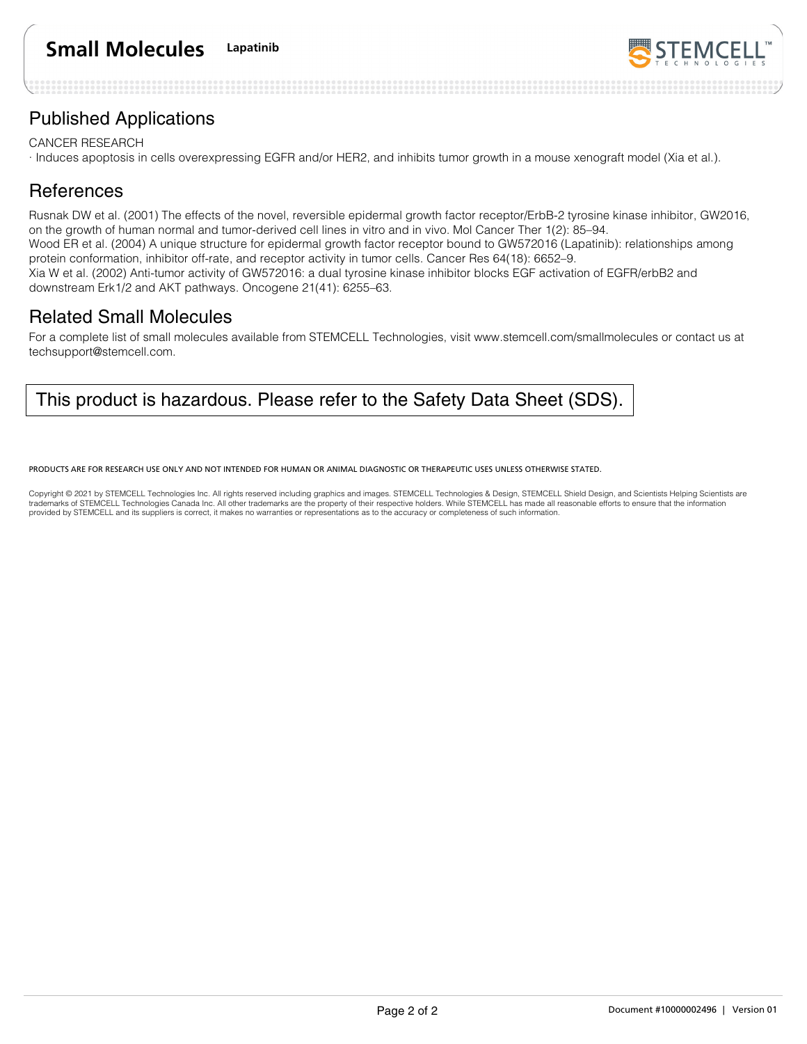## Published Applications

CANCER RESEARCH

· Induces apoptosis in cells overexpressing EGFR and/or HER2, and inhibits tumor growth in a mouse xenograft model (Xia et al.).

## References

Rusnak DW et al. (2001) The effects of the novel, reversible epidermal growth factor receptor/ErbB-2 tyrosine kinase inhibitor, GW2016, on the growth of human normal and tumor-derived cell lines in vitro and in vivo. Mol Cancer Ther 1(2): 85–94.

Wood ER et al. (2004) A unique structure for epidermal growth factor receptor bound to GW572016 (Lapatinib): relationships among protein conformation, inhibitor off-rate, and receptor activity in tumor cells. Cancer Res 64(18): 6652–9.

Xia W et al. (2002) Anti-tumor activity of GW572016: a dual tyrosine kinase inhibitor blocks EGF activation of EGFR/erbB2 and downstream Erk1/2 and AKT pathways. Oncogene 21(41): 6255–63.

## Related Small Molecules

For a complete list of small molecules available from STEMCELL Technologies, visit www.stemcell.com/smallmolecules or contact us at techsupport@stemcell.com.

This product is hazardous. Please refer to the Safety Data Sheet (SDS).

PRODUCTS ARE FOR RESEARCH USE ONLY AND NOT INTENDED FOR HUMAN OR ANIMAL DIAGNOSTIC OR THERAPEUTIC USES UNLESS OTHERWISE STATED.

Copyright © 2021 by STEMCELL Technologies Inc. All rights reserved including graphics and images. STEMCELL Technologies & Design, STEMCELL Shield Design, and Scientists Helping Scientists are trademarks of STEMCELL Technologies Canada Inc. All other trademarks are the property of their respective holders. While STEMCELL has made all reasonable efforts to ensure that the information provided by STEMCELL and its suppliers is correct, it makes no warranties or representations as to the accuracy or completeness of such information.

Document #10000002496 | Version 01